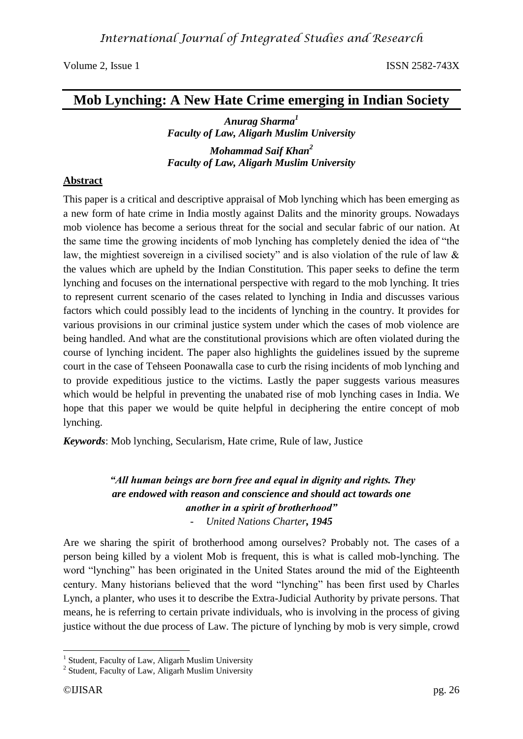# Mob Lynching: A New Hate Crime emerging in Indian Society

***Anurag Sharma[1]***
***Faculty of Law, Aligarh Muslim University***

***Mohammad Saif Khan[2]***
***Faculty of Law, Aligarh Muslim University***

## Abstract

This paper is a critical and descriptive appraisal of Mob lynching which has been emerging as a new form of hate crime in India mostly against Dalits and the minority groups. Nowadays mob violence has become a serious threat for the social and secular fabric of our nation. At the same time the growing incidents of mob lynching has completely denied the idea of "the law, the mightiest sovereign in a civilised society" and is also violation of the rule of law & the values which are upheld by the Indian Constitution. This paper seeks to define the term lynching and focuses on the international perspective with regard to the mob lynching. It tries to represent current scenario of the cases related to lynching in India and discusses various factors which could possibly lead to the incidents of lynching in the country. It provides for various provisions in our criminal justice system under which the cases of mob violence are being handled. And what are the constitutional provisions which are often violated during the course of lynching incident. The paper also highlights the guidelines issued by the supreme court in the case of Tehseen Poonawalla case to curb the rising incidents of mob lynching and to provide expeditious justice to the victims. Lastly the paper suggests various measures which would be helpful in preventing the unabated rise of mob lynching cases in India. We hope that this paper we would be quite helpful in deciphering the entire concept of mob lynching.

***Keywords***: Mob lynching, Secularism, Hate crime, Rule of law, Justice

> ***"All human beings are born free and equal in dignity and rights. They are endowed with reason and conscience and should act towards one another in a spirit of brotherhood"***
>
> - *United Nations Charter, **1945***

Are we sharing the spirit of brotherhood among ourselves? Probably not. The cases of a person being killed by a violent Mob is frequent, this is what is called mob-lynching. The word "lynching" has been originated in the United States around the mid of the Eighteenth century. Many historians believed that the word "lynching" has been first used by Charles Lynch, a planter, who uses it to describe the Extra-Judicial Authority by private persons. That means, he is referring to certain private individuals, who is involving in the process of giving justice without the due process of Law. The picture of lynching by mob is very simple, crowd

---

[1] Student, Faculty of Law, Aligarh Muslim University

[2] Student, Faculty of Law, Aligarh Muslim University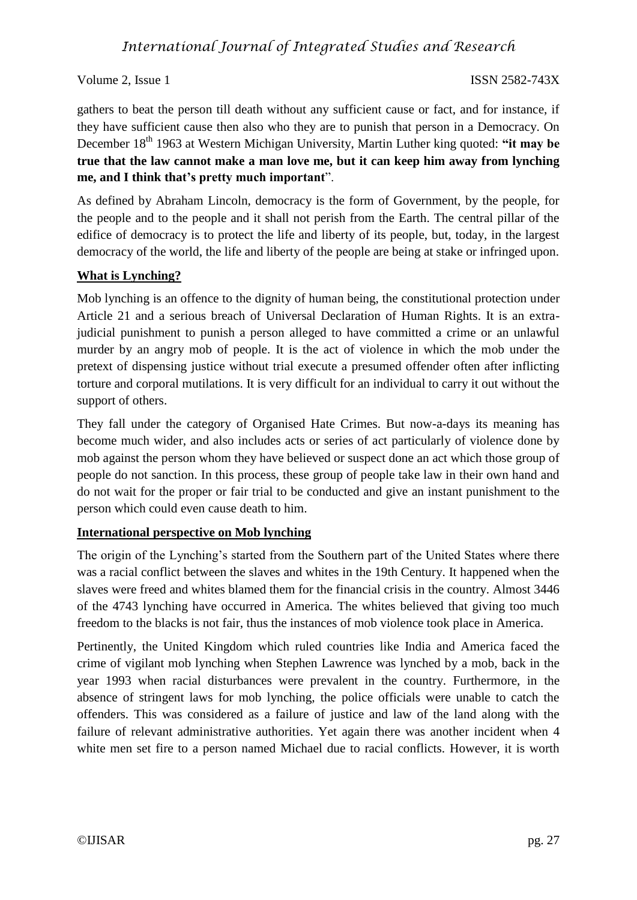gathers to beat the person till death without any sufficient cause or fact, and for instance, if they have sufficient cause then also who they are to punish that person in a Democracy. On December 18th 1963 at Western Michigan University, Martin Luther king quoted: **"it may be true that the law cannot make a man love me, but it can keep him away from lynching me, and I think that's pretty much important**".

As defined by Abraham Lincoln, democracy is the form of Government, by the people, for the people and to the people and it shall not perish from the Earth. The central pillar of the edifice of democracy is to protect the life and liberty of its people, but, today, in the largest democracy of the world, the life and liberty of the people are being at stake or infringed upon.

## What is Lynching?

Mob lynching is an offence to the dignity of human being, the constitutional protection under Article 21 and a serious breach of Universal Declaration of Human Rights. It is an extra-judicial punishment to punish a person alleged to have committed a crime or an unlawful murder by an angry mob of people. It is the act of violence in which the mob under the pretext of dispensing justice without trial execute a presumed offender often after inflicting torture and corporal mutilations. It is very difficult for an individual to carry it out without the support of others.

They fall under the category of Organised Hate Crimes. But now-a-days its meaning has become much wider, and also includes acts or series of act particularly of violence done by mob against the person whom they have believed or suspect done an act which those group of people do not sanction. In this process, these group of people take law in their own hand and do not wait for the proper or fair trial to be conducted and give an instant punishment to the person which could even cause death to him.

## International perspective on Mob lynching

The origin of the Lynching's started from the Southern part of the United States where there was a racial conflict between the slaves and whites in the 19th Century. It happened when the slaves were freed and whites blamed them for the financial crisis in the country. Almost 3446 of the 4743 lynching have occurred in America. The whites believed that giving too much freedom to the blacks is not fair, thus the instances of mob violence took place in America.

Pertinently, the United Kingdom which ruled countries like India and America faced the crime of vigilant mob lynching when Stephen Lawrence was lynched by a mob, back in the year 1993 when racial disturbances were prevalent in the country. Furthermore, in the absence of stringent laws for mob lynching, the police officials were unable to catch the offenders. This was considered as a failure of justice and law of the land along with the failure of relevant administrative authorities. Yet again there was another incident when 4 white men set fire to a person named Michael due to racial conflicts. However, it is worth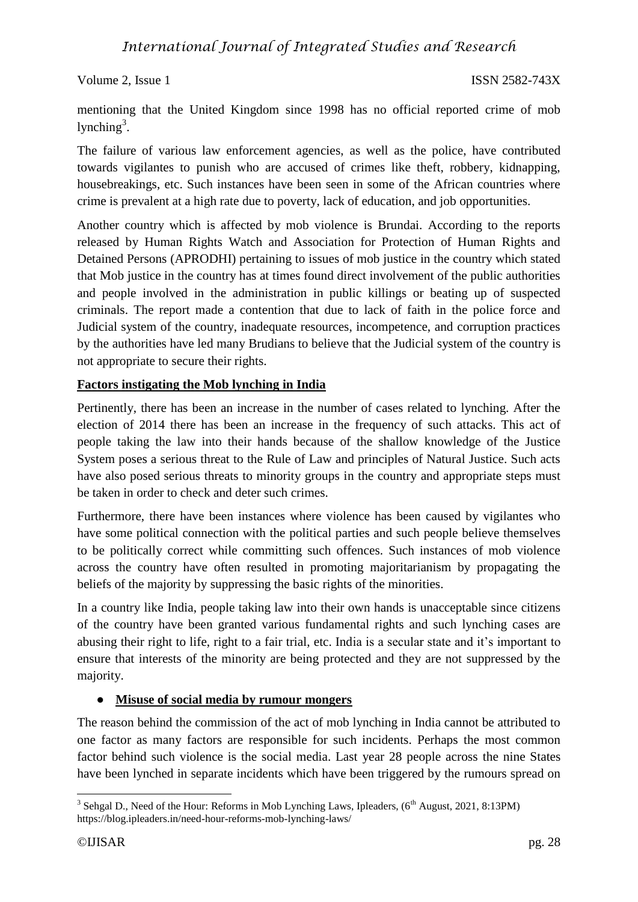mentioning that the United Kingdom since 1998 has no official reported crime of mob lynching[3].

The failure of various law enforcement agencies, as well as the police, have contributed towards vigilantes to punish who are accused of crimes like theft, robbery, kidnapping, housebreakings, etc. Such instances have been seen in some of the African countries where crime is prevalent at a high rate due to poverty, lack of education, and job opportunities.

Another country which is affected by mob violence is Brundai. According to the reports released by Human Rights Watch and Association for Protection of Human Rights and Detained Persons (APRODHI) pertaining to issues of mob justice in the country which stated that Mob justice in the country has at times found direct involvement of the public authorities and people involved in the administration in public killings or beating up of suspected criminals. The report made a contention that due to lack of faith in the police force and Judicial system of the country, inadequate resources, incompetence, and corruption practices by the authorities have led many Brudians to believe that the Judicial system of the country is not appropriate to secure their rights.

**Factors instigating the Mob lynching in India**

Pertinently, there has been an increase in the number of cases related to lynching. After the election of 2014 there has been an increase in the frequency of such attacks. This act of people taking the law into their hands because of the shallow knowledge of the Justice System poses a serious threat to the Rule of Law and principles of Natural Justice. Such acts have also posed serious threats to minority groups in the country and appropriate steps must be taken in order to check and deter such crimes.

Furthermore, there have been instances where violence has been caused by vigilantes who have some political connection with the political parties and such people believe themselves to be politically correct while committing such offences. Such instances of mob violence across the country have often resulted in promoting majoritarianism by propagating the beliefs of the majority by suppressing the basic rights of the minorities.

In a country like India, people taking law into their own hands is unacceptable since citizens of the country have been granted various fundamental rights and such lynching cases are abusing their right to life, right to a fair trial, etc. India is a secular state and it's important to ensure that interests of the minority are being protected and they are not suppressed by the majority.

- **Misuse of social media by rumour mongers**

The reason behind the commission of the act of mob lynching in India cannot be attributed to one factor as many factors are responsible for such incidents. Perhaps the most common factor behind such violence is the social media. Last year 28 people across the nine States have been lynched in separate incidents which have been triggered by the rumours spread on

[3] Sehgal D., Need of the Hour: Reforms in Mob Lynching Laws, Ipleaders, (6th August, 2021, 8:13PM) https://blog.ipleaders.in/need-hour-reforms-mob-lynching-laws/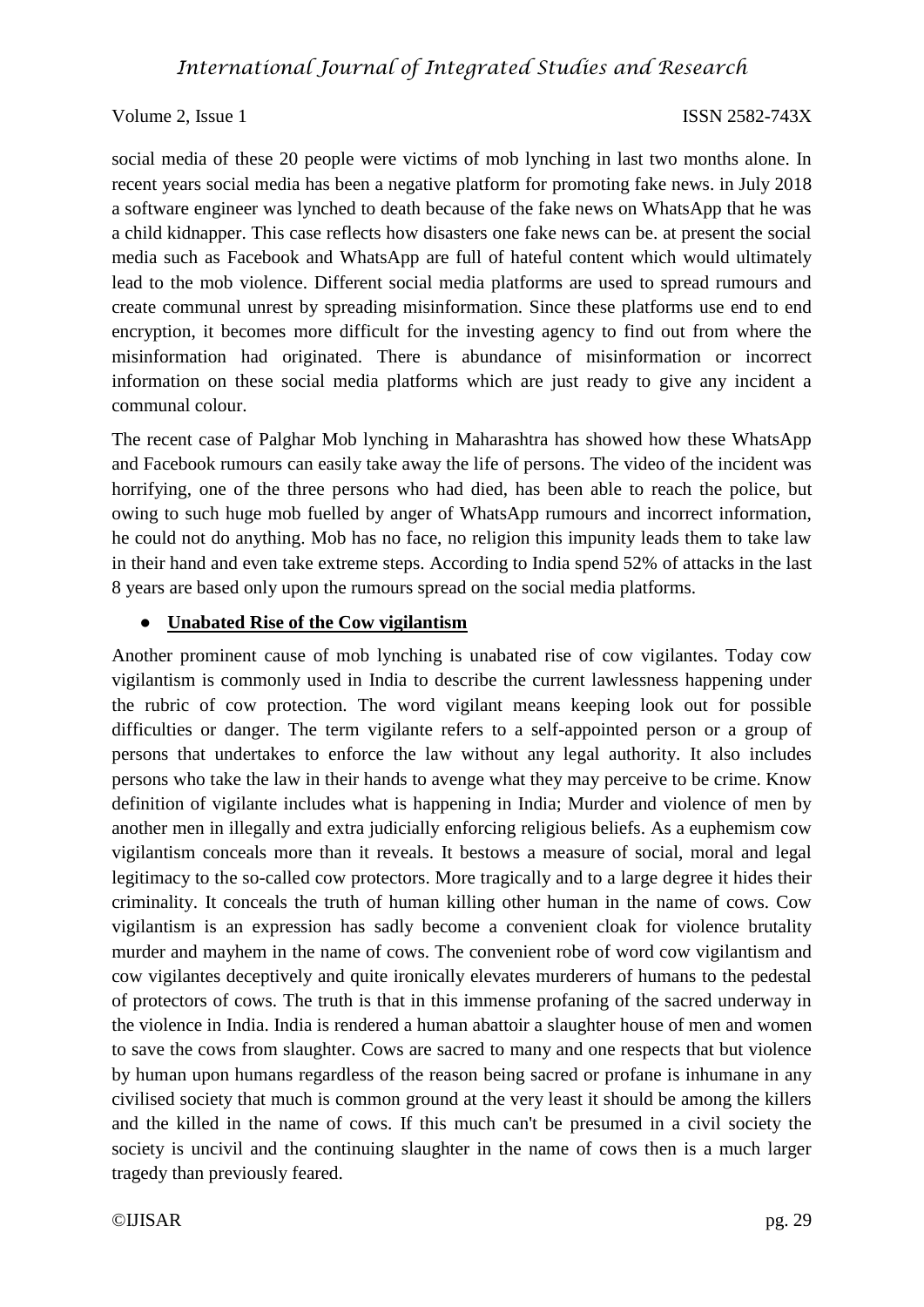social media of these 20 people were victims of mob lynching in last two months alone. In recent years social media has been a negative platform for promoting fake news. in July 2018 a software engineer was lynched to death because of the fake news on WhatsApp that he was a child kidnapper. This case reflects how disasters one fake news can be. at present the social media such as Facebook and WhatsApp are full of hateful content which would ultimately lead to the mob violence. Different social media platforms are used to spread rumours and create communal unrest by spreading misinformation. Since these platforms use end to end encryption, it becomes more difficult for the investing agency to find out from where the misinformation had originated. There is abundance of misinformation or incorrect information on these social media platforms which are just ready to give any incident a communal colour.

The recent case of Palghar Mob lynching in Maharashtra has showed how these WhatsApp and Facebook rumours can easily take away the life of persons. The video of the incident was horrifying, one of the three persons who had died, has been able to reach the police, but owing to such huge mob fuelled by anger of WhatsApp rumours and incorrect information, he could not do anything. Mob has no face, no religion this impunity leads them to take law in their hand and even take extreme steps. According to India spend 52% of attacks in the last 8 years are based only upon the rumours spread on the social media platforms.

- **Unabated Rise of the Cow vigilantism**

Another prominent cause of mob lynching is unabated rise of cow vigilantes. Today cow vigilantism is commonly used in India to describe the current lawlessness happening under the rubric of cow protection. The word vigilant means keeping look out for possible difficulties or danger. The term vigilante refers to a self-appointed person or a group of persons that undertakes to enforce the law without any legal authority. It also includes persons who take the law in their hands to avenge what they may perceive to be crime. Know definition of vigilante includes what is happening in India; Murder and violence of men by another men in illegally and extra judicially enforcing religious beliefs. As a euphemism cow vigilantism conceals more than it reveals. It bestows a measure of social, moral and legal legitimacy to the so-called cow protectors. More tragically and to a large degree it hides their criminality. It conceals the truth of human killing other human in the name of cows. Cow vigilantism is an expression has sadly become a convenient cloak for violence brutality murder and mayhem in the name of cows. The convenient robe of word cow vigilantism and cow vigilantes deceptively and quite ironically elevates murderers of humans to the pedestal of protectors of cows. The truth is that in this immense profaning of the sacred underway in the violence in India. India is rendered a human abattoir a slaughter house of men and women to save the cows from slaughter. Cows are sacred to many and one respects that but violence by human upon humans regardless of the reason being sacred or profane is inhumane in any civilised society that much is common ground at the very least it should be among the killers and the killed in the name of cows. If this much can't be presumed in a civil society the society is uncivil and the continuing slaughter in the name of cows then is a much larger tragedy than previously feared.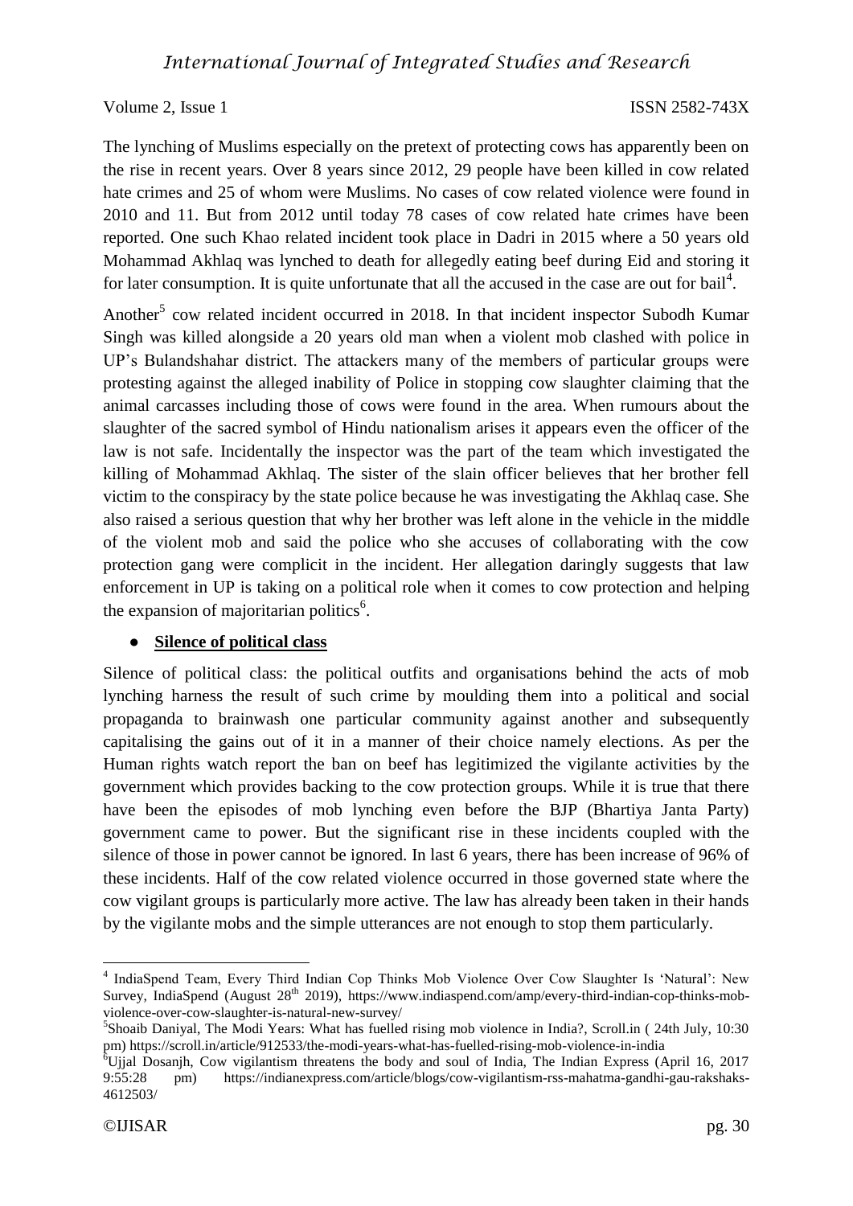The lynching of Muslims especially on the pretext of protecting cows has apparently been on the rise in recent years. Over 8 years since 2012, 29 people have been killed in cow related hate crimes and 25 of whom were Muslims. No cases of cow related violence were found in 2010 and 11. But from 2012 until today 78 cases of cow related hate crimes have been reported. One such Khao related incident took place in Dadri in 2015 where a 50 years old Mohammad Akhlaq was lynched to death for allegedly eating beef during Eid and storing it for later consumption. It is quite unfortunate that all the accused in the case are out for bail[4].

Another[5] cow related incident occurred in 2018. In that incident inspector Subodh Kumar Singh was killed alongside a 20 years old man when a violent mob clashed with police in UP's Bulandshahar district. The attackers many of the members of particular groups were protesting against the alleged inability of Police in stopping cow slaughter claiming that the animal carcasses including those of cows were found in the area. When rumours about the slaughter of the sacred symbol of Hindu nationalism arises it appears even the officer of the law is not safe. Incidentally the inspector was the part of the team which investigated the killing of Mohammad Akhlaq. The sister of the slain officer believes that her brother fell victim to the conspiracy by the state police because he was investigating the Akhlaq case. She also raised a serious question that why her brother was left alone in the vehicle in the middle of the violent mob and said the police who she accuses of collaborating with the cow protection gang were complicit in the incident. Her allegation daringly suggests that law enforcement in UP is taking on a political role when it comes to cow protection and helping the expansion of majoritarian politics[6].

- **Silence of political class**

Silence of political class: the political outfits and organisations behind the acts of mob lynching harness the result of such crime by moulding them into a political and social propaganda to brainwash one particular community against another and subsequently capitalising the gains out of it in a manner of their choice namely elections. As per the Human rights watch report the ban on beef has legitimized the vigilante activities by the government which provides backing to the cow protection groups. While it is true that there have been the episodes of mob lynching even before the BJP (Bhartiya Janta Party) government came to power. But the significant rise in these incidents coupled with the silence of those in power cannot be ignored. In last 6 years, there has been increase of 96% of these incidents. Half of the cow related violence occurred in those governed state where the cow vigilant groups is particularly more active. The law has already been taken in their hands by the vigilante mobs and the simple utterances are not enough to stop them particularly.

---

[4] IndiaSpend Team, Every Third Indian Cop Thinks Mob Violence Over Cow Slaughter Is 'Natural': New Survey, IndiaSpend (August 28th 2019), https://www.indiaspend.com/amp/every-third-indian-cop-thinks-mob-violence-over-cow-slaughter-is-natural-new-survey/

[5] Shoaib Daniyal, The Modi Years: What has fuelled rising mob violence in India?, Scroll.in ( 24th July, 10:30 pm) https://scroll.in/article/912533/the-modi-years-what-has-fuelled-rising-mob-violence-in-india

[6] Ujjal Dosanjh, Cow vigilantism threatens the body and soul of India, The Indian Express (April 16, 2017 9:55:28 pm) https://indianexpress.com/article/blogs/cow-vigilantism-rss-mahatma-gandhi-gau-rakshaks-4612503/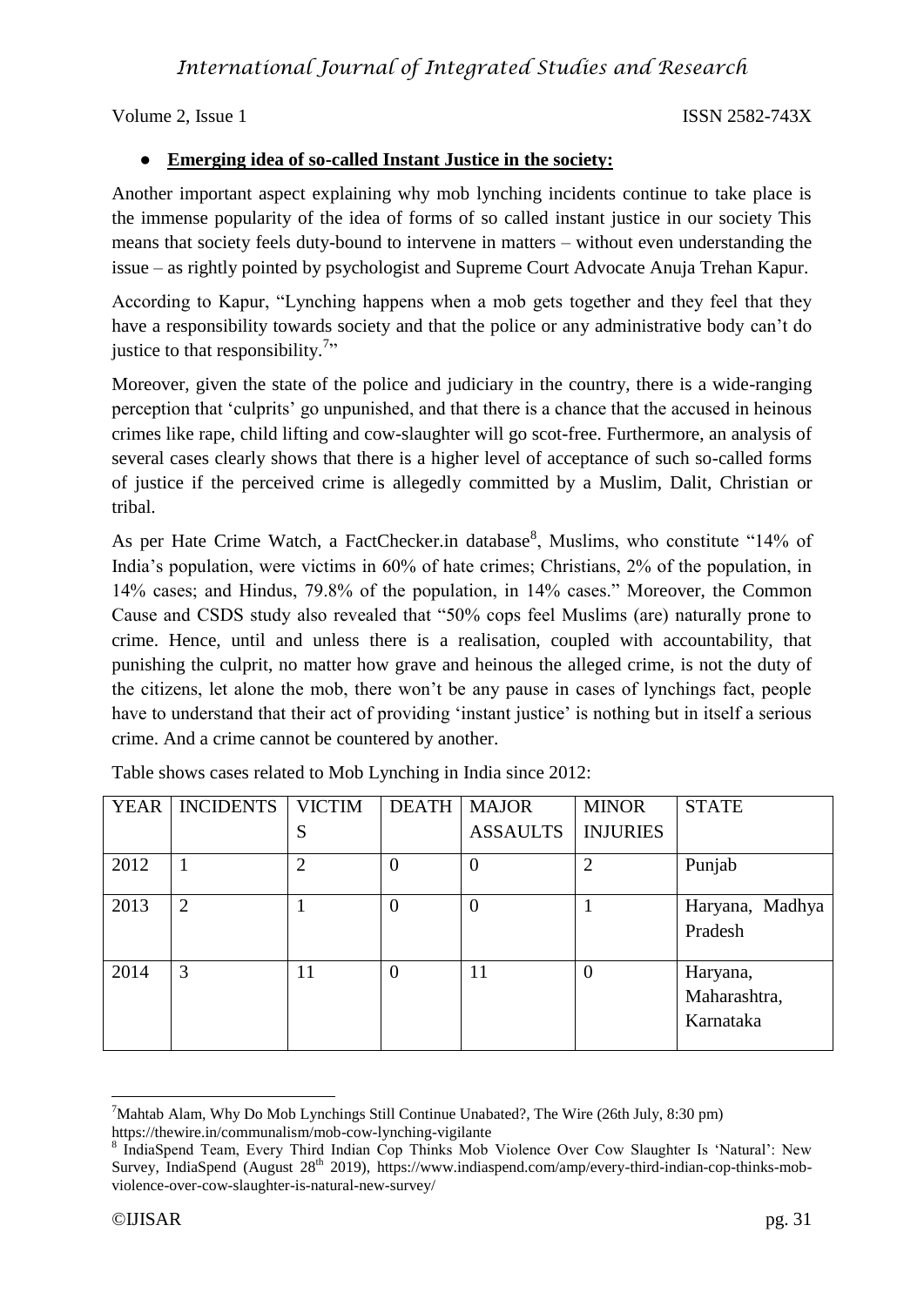- **Emerging idea of so-called Instant Justice in the society:**

Another important aspect explaining why mob lynching incidents continue to take place is the immense popularity of the idea of forms of so called instant justice in our society This means that society feels duty-bound to intervene in matters – without even understanding the issue – as rightly pointed by psychologist and Supreme Court Advocate Anuja Trehan Kapur.

According to Kapur, "Lynching happens when a mob gets together and they feel that they have a responsibility towards society and that the police or any administrative body can't do justice to that responsibility.[7]"

Moreover, given the state of the police and judiciary in the country, there is a wide-ranging perception that 'culprits' go unpunished, and that there is a chance that the accused in heinous crimes like rape, child lifting and cow-slaughter will go scot-free. Furthermore, an analysis of several cases clearly shows that there is a higher level of acceptance of such so-called forms of justice if the perceived crime is allegedly committed by a Muslim, Dalit, Christian or tribal.

As per Hate Crime Watch, a FactChecker.in database[8], Muslims, who constitute "14% of India's population, were victims in 60% of hate crimes; Christians, 2% of the population, in 14% cases; and Hindus, 79.8% of the population, in 14% cases." Moreover, the Common Cause and CSDS study also revealed that "50% cops feel Muslims (are) naturally prone to crime. Hence, until and unless there is a realisation, coupled with accountability, that punishing the culprit, no matter how grave and heinous the alleged crime, is not the duty of the citizens, let alone the mob, there won't be any pause in cases of lynchings fact, people have to understand that their act of providing 'instant justice' is nothing but in itself a serious crime. And a crime cannot be countered by another.

Table shows cases related to Mob Lynching in India since 2012:

| YEAR | INCIDENTS | VICTIMS | DEATH | MAJOR ASSAULTS | MINOR INJURIES | STATE |
|---|---|---|---|---|---|---|
| 2012 | 1 | 2 | 0 | 0 | 2 | Punjab |
| 2013 | 2 | 1 | 0 | 0 | 1 | Haryana, Madhya Pradesh |
| 2014 | 3 | 11 | 0 | 11 | 0 | Haryana, Maharashtra, Karnataka |

[7] Mahtab Alam, Why Do Mob Lynchings Still Continue Unabated?, The Wire (26th July, 8:30 pm) https://thewire.in/communalism/mob-cow-lynching-vigilante

[8] IndiaSpend Team, Every Third Indian Cop Thinks Mob Violence Over Cow Slaughter Is 'Natural': New Survey, IndiaSpend (August 28th 2019), https://www.indiaspend.com/amp/every-third-indian-cop-thinks-mob-violence-over-cow-slaughter-is-natural-new-survey/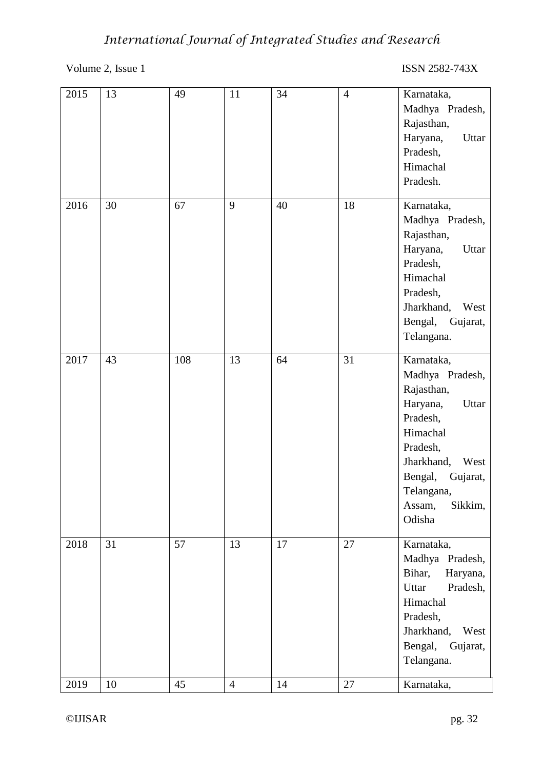| 2015 | 13 | 49 | 11 | 34 | 4 | Karnataka, Madhya Pradesh, Rajasthan, Haryana, Uttar Pradesh, Himachal Pradesh. |
|---|---|---|---|---|---|---|
| 2016 | 30 | 67 | 9 | 40 | 18 | Karnataka, Madhya Pradesh, Rajasthan, Haryana, Uttar Pradesh, Himachal Pradesh, Jharkhand, West Bengal, Gujarat, Telangana. |
| 2017 | 43 | 108 | 13 | 64 | 31 | Karnataka, Madhya Pradesh, Rajasthan, Haryana, Uttar Pradesh, Himachal Pradesh, Jharkhand, West Bengal, Gujarat, Telangana, Assam, Sikkim, Odisha |
| 2018 | 31 | 57 | 13 | 17 | 27 | Karnataka, Madhya Pradesh, Bihar, Haryana, Uttar Pradesh, Himachal Pradesh, Jharkhand, West Bengal, Gujarat, Telangana. |
| 2019 | 10 | 45 | 4 | 14 | 27 | Karnataka, |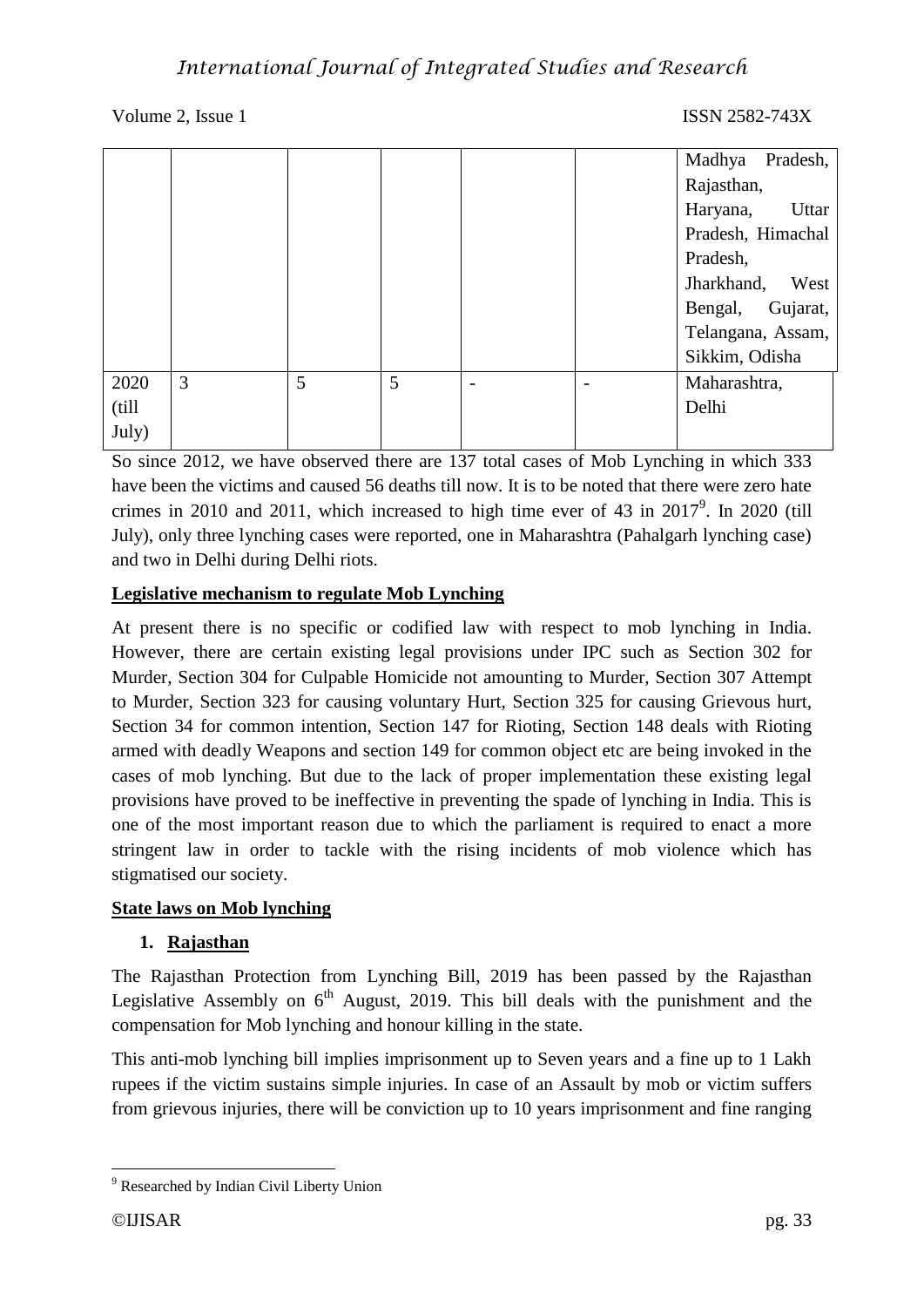|  |  |  |  |  |  | Madhya Pradesh, Rajasthan, Haryana, Uttar Pradesh, Himachal Pradesh, Jharkhand, West Bengal, Gujarat, Telangana, Assam, Sikkim, Odisha |
|---|---|---|---|---|---|---|
| 2020 (till July) | 3 | 5 | 5 | - | - | Maharashtra, Delhi |

So since 2012, we have observed there are 137 total cases of Mob Lynching in which 333 have been the victims and caused 56 deaths till now. It is to be noted that there were zero hate crimes in 2010 and 2011, which increased to high time ever of 43 in 2017[9]. In 2020 (till July), only three lynching cases were reported, one in Maharashtra (Pahalgarh lynching case) and two in Delhi during Delhi riots.

**Legislative mechanism to regulate Mob Lynching**

At present there is no specific or codified law with respect to mob lynching in India. However, there are certain existing legal provisions under IPC such as Section 302 for Murder, Section 304 for Culpable Homicide not amounting to Murder, Section 307 Attempt to Murder, Section 323 for causing voluntary Hurt, Section 325 for causing Grievous hurt, Section 34 for common intention, Section 147 for Rioting, Section 148 deals with Rioting armed with deadly Weapons and section 149 for common object etc are being invoked in the cases of mob lynching. But due to the lack of proper implementation these existing legal provisions have proved to be ineffective in preventing the spade of lynching in India. This is one of the most important reason due to which the parliament is required to enact a more stringent law in order to tackle with the rising incidents of mob violence which has stigmatised our society.

**State laws on Mob lynching**

1. **Rajasthan**

The Rajasthan Protection from Lynching Bill, 2019 has been passed by the Rajasthan Legislative Assembly on 6th August, 2019. This bill deals with the punishment and the compensation for Mob lynching and honour killing in the state.

This anti-mob lynching bill implies imprisonment up to Seven years and a fine up to 1 Lakh rupees if the victim sustains simple injuries. In case of an Assault by mob or victim suffers from grievous injuries, there will be conviction up to 10 years imprisonment and fine ranging

[9] Researched by Indian Civil Liberty Union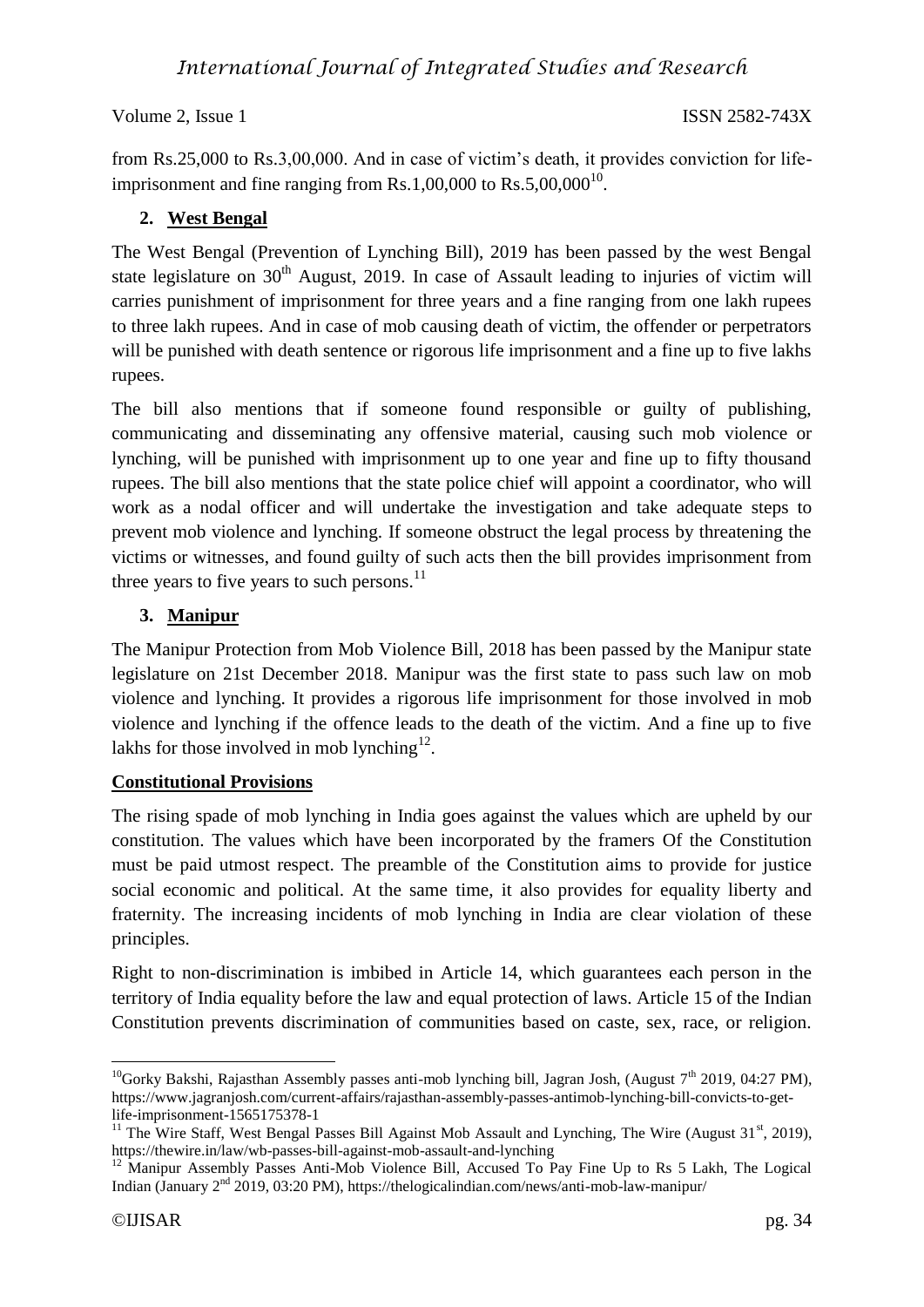from Rs.25,000 to Rs.3,00,000. And in case of victim's death, it provides conviction for life-imprisonment and fine ranging from Rs.1,00,000 to Rs.5,00,000[10].

2. **West Bengal**

The West Bengal (Prevention of Lynching Bill), 2019 has been passed by the west Bengal state legislature on 30th August, 2019. In case of Assault leading to injuries of victim will carries punishment of imprisonment for three years and a fine ranging from one lakh rupees to three lakh rupees. And in case of mob causing death of victim, the offender or perpetrators will be punished with death sentence or rigorous life imprisonment and a fine up to five lakhs rupees.

The bill also mentions that if someone found responsible or guilty of publishing, communicating and disseminating any offensive material, causing such mob violence or lynching, will be punished with imprisonment up to one year and fine up to fifty thousand rupees. The bill also mentions that the state police chief will appoint a coordinator, who will work as a nodal officer and will undertake the investigation and take adequate steps to prevent mob violence and lynching. If someone obstruct the legal process by threatening the victims or witnesses, and found guilty of such acts then the bill provides imprisonment from three years to five years to such persons.[11]

3. **Manipur**

The Manipur Protection from Mob Violence Bill, 2018 has been passed by the Manipur state legislature on 21st December 2018. Manipur was the first state to pass such law on mob violence and lynching. It provides a rigorous life imprisonment for those involved in mob violence and lynching if the offence leads to the death of the victim. And a fine up to five lakhs for those involved in mob lynching[12].

**Constitutional Provisions**

The rising spade of mob lynching in India goes against the values which are upheld by our constitution. The values which have been incorporated by the framers Of the Constitution must be paid utmost respect. The preamble of the Constitution aims to provide for justice social economic and political. At the same time, it also provides for equality liberty and fraternity. The increasing incidents of mob lynching in India are clear violation of these principles.

Right to non-discrimination is imbibed in Article 14, which guarantees each person in the territory of India equality before the law and equal protection of laws. Article 15 of the Indian Constitution prevents discrimination of communities based on caste, sex, race, or religion.

---

[10] Gorky Bakshi, Rajasthan Assembly passes anti-mob lynching bill, Jagran Josh, (August 7th 2019, 04:27 PM), https://www.jagranjosh.com/current-affairs/rajasthan-assembly-passes-antimob-lynching-bill-convicts-to-get-life-imprisonment-1565175378-1

[11] The Wire Staff, West Bengal Passes Bill Against Mob Assault and Lynching, The Wire (August 31st, 2019), https://thewire.in/law/wb-passes-bill-against-mob-assault-and-lynching

[12] Manipur Assembly Passes Anti-Mob Violence Bill, Accused To Pay Fine Up to Rs 5 Lakh, The Logical Indian (January 2nd 2019, 03:20 PM), https://thelogicalindian.com/news/anti-mob-law-manipur/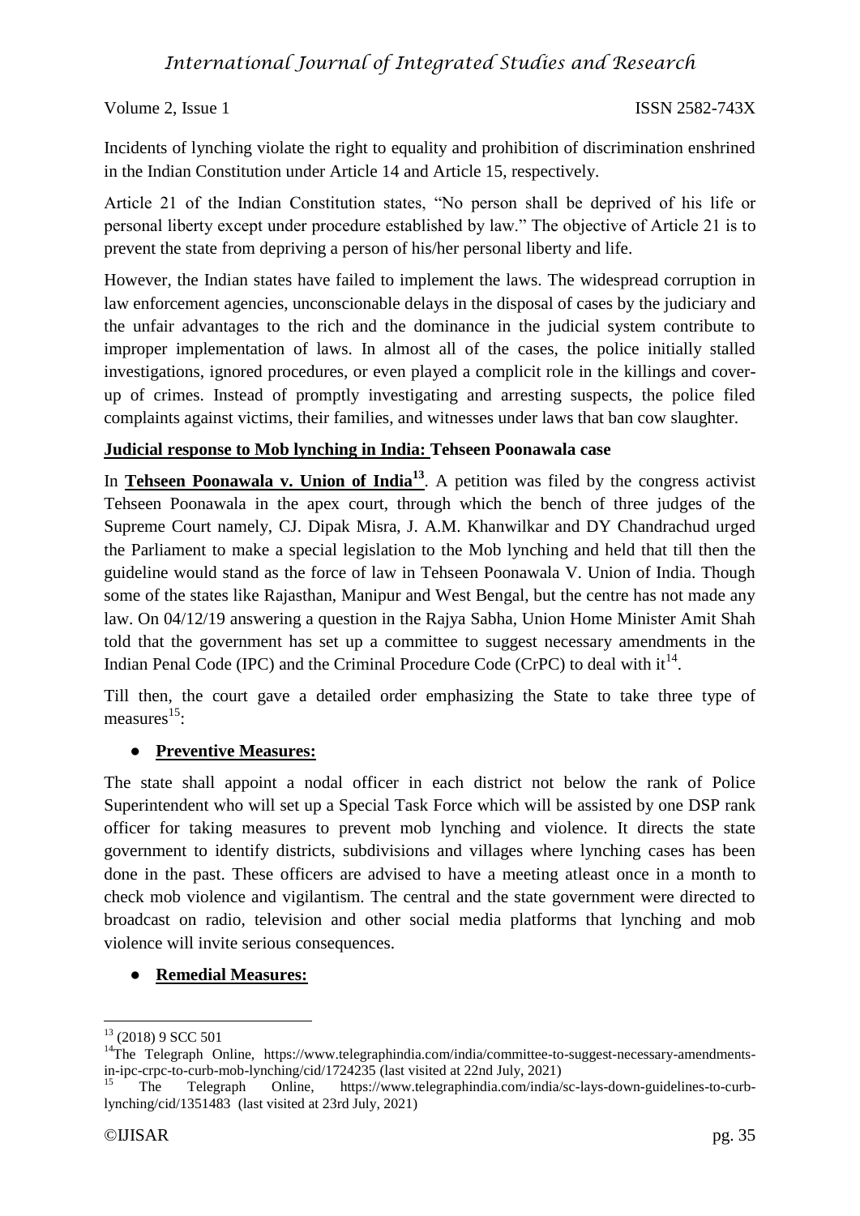Incidents of lynching violate the right to equality and prohibition of discrimination enshrined in the Indian Constitution under Article 14 and Article 15, respectively.

Article 21 of the Indian Constitution states, "No person shall be deprived of his life or personal liberty except under procedure established by law." The objective of Article 21 is to prevent the state from depriving a person of his/her personal liberty and life.

However, the Indian states have failed to implement the laws. The widespread corruption in law enforcement agencies, unconscionable delays in the disposal of cases by the judiciary and the unfair advantages to the rich and the dominance in the judicial system contribute to improper implementation of laws. In almost all of the cases, the police initially stalled investigations, ignored procedures, or even played a complicit role in the killings and cover-up of crimes. Instead of promptly investigating and arresting suspects, the police filed complaints against victims, their families, and witnesses under laws that ban cow slaughter.

**Judicial response to Mob lynching in India: Tehseen Poonawala case**

In **Tehseen Poonawala v. Union of India**[13]. A petition was filed by the congress activist Tehseen Poonawala in the apex court, through which the bench of three judges of the Supreme Court namely, CJ. Dipak Misra, J. A.M. Khanwilkar and DY Chandrachud urged the Parliament to make a special legislation to the Mob lynching and held that till then the guideline would stand as the force of law in Tehseen Poonawala V. Union of India. Though some of the states like Rajasthan, Manipur and West Bengal, but the centre has not made any law. On 04/12/19 answering a question in the Rajya Sabha, Union Home Minister Amit Shah told that the government has set up a committee to suggest necessary amendments in the Indian Penal Code (IPC) and the Criminal Procedure Code (CrPC) to deal with it[14].

Till then, the court gave a detailed order emphasizing the State to take three type of measures[15]:

- **Preventive Measures:**

The state shall appoint a nodal officer in each district not below the rank of Police Superintendent who will set up a Special Task Force which will be assisted by one DSP rank officer for taking measures to prevent mob lynching and violence. It directs the state government to identify districts, subdivisions and villages where lynching cases has been done in the past. These officers are advised to have a meeting atleast once in a month to check mob violence and vigilantism. The central and the state government were directed to broadcast on radio, television and other social media platforms that lynching and mob violence will invite serious consequences.

- **Remedial Measures:**

---

[13] (2018) 9 SCC 501

[14] The Telegraph Online, https://www.telegraphindia.com/india/committee-to-suggest-necessary-amendments-in-ipc-crpc-to-curb-mob-lynching/cid/1724235 (last visited at 22nd July, 2021)

[15] The Telegraph Online, https://www.telegraphindia.com/india/sc-lays-down-guidelines-to-curb-lynching/cid/1351483 (last visited at 23rd July, 2021)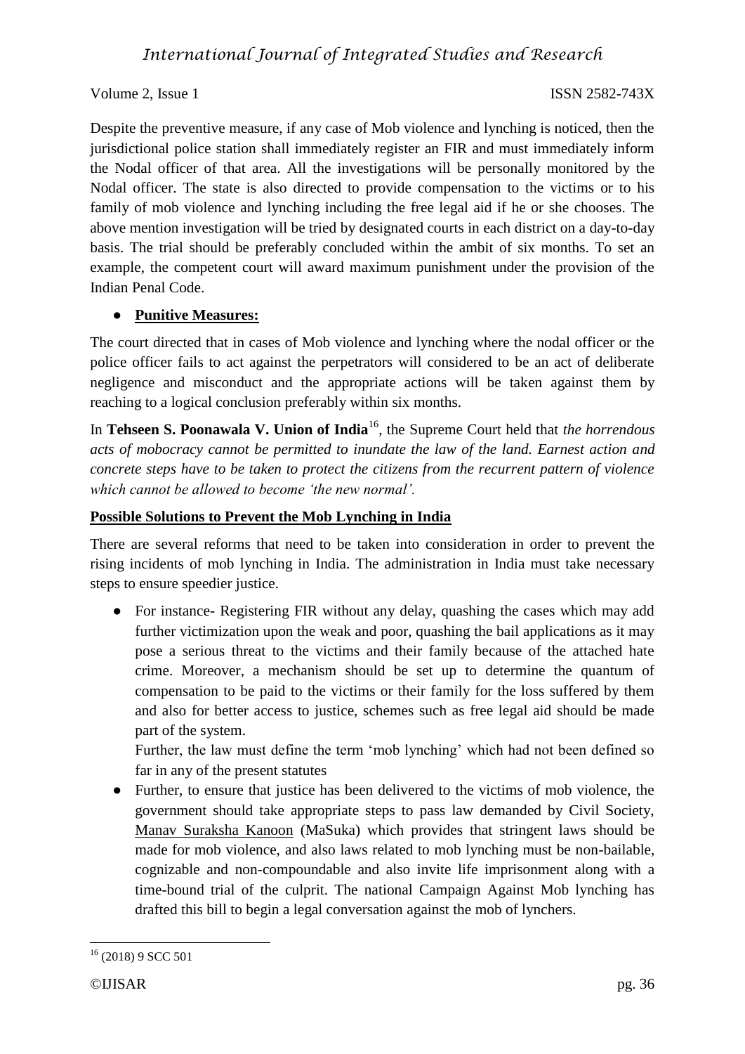Despite the preventive measure, if any case of Mob violence and lynching is noticed, then the jurisdictional police station shall immediately register an FIR and must immediately inform the Nodal officer of that area. All the investigations will be personally monitored by the Nodal officer. The state is also directed to provide compensation to the victims or to his family of mob violence and lynching including the free legal aid if he or she chooses. The above mention investigation will be tried by designated courts in each district on a day-to-day basis. The trial should be preferably concluded within the ambit of six months. To set an example, the competent court will award maximum punishment under the provision of the Indian Penal Code.

- **Punitive Measures:**

The court directed that in cases of Mob violence and lynching where the nodal officer or the police officer fails to act against the perpetrators will considered to be an act of deliberate negligence and misconduct and the appropriate actions will be taken against them by reaching to a logical conclusion preferably within six months.

In **Tehseen S. Poonawala V. Union of India**[16], the Supreme Court held that *the horrendous acts of mobocracy cannot be permitted to inundate the law of the land. Earnest action and concrete steps have to be taken to protect the citizens from the recurrent pattern of violence which cannot be allowed to become 'the new normal'.*

**Possible Solutions to Prevent the Mob Lynching in India**

There are several reforms that need to be taken into consideration in order to prevent the rising incidents of mob lynching in India. The administration in India must take necessary steps to ensure speedier justice.

- For instance- Registering FIR without any delay, quashing the cases which may add further victimization upon the weak and poor, quashing the bail applications as it may pose a serious threat to the victims and their family because of the attached hate crime. Moreover, a mechanism should be set up to determine the quantum of compensation to be paid to the victims or their family for the loss suffered by them and also for better access to justice, schemes such as free legal aid should be made part of the system.

  Further, the law must define the term 'mob lynching' which had not been defined so far in any of the present statutes
- Further, to ensure that justice has been delivered to the victims of mob violence, the government should take appropriate steps to pass law demanded by Civil Society, Manav Suraksha Kanoon (MaSuka) which provides that stringent laws should be made for mob violence, and also laws related to mob lynching must be non-bailable, cognizable and non-compoundable and also invite life imprisonment along with a time-bound trial of the culprit. The national Campaign Against Mob lynching has drafted this bill to begin a legal conversation against the mob of lynchers.

---

[16] (2018) 9 SCC 501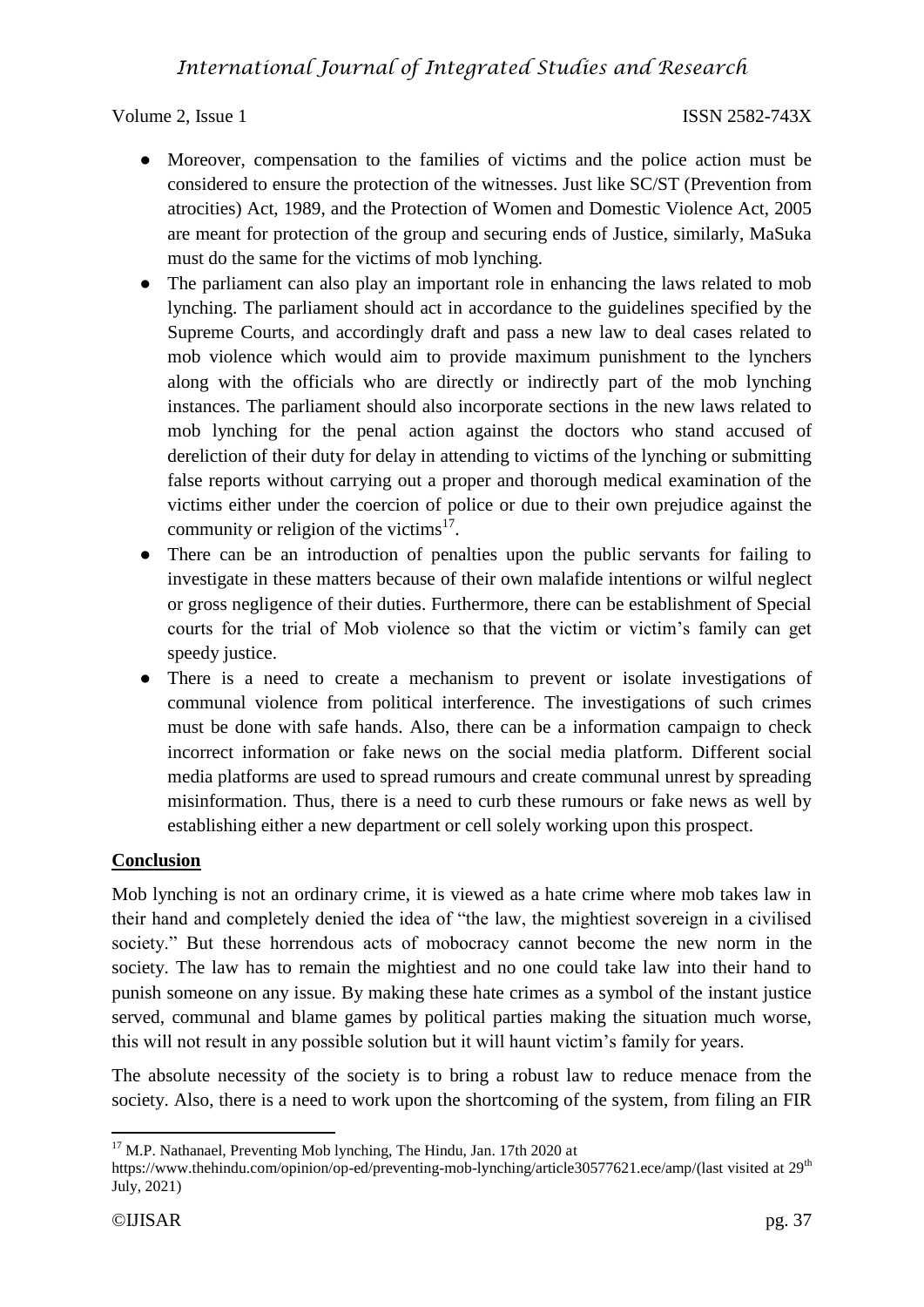- Moreover, compensation to the families of victims and the police action must be considered to ensure the protection of the witnesses. Just like SC/ST (Prevention from atrocities) Act, 1989, and the Protection of Women and Domestic Violence Act, 2005 are meant for protection of the group and securing ends of Justice, similarly, MaSuka must do the same for the victims of mob lynching.
- The parliament can also play an important role in enhancing the laws related to mob lynching. The parliament should act in accordance to the guidelines specified by the Supreme Courts, and accordingly draft and pass a new law to deal cases related to mob violence which would aim to provide maximum punishment to the lynchers along with the officials who are directly or indirectly part of the mob lynching instances. The parliament should also incorporate sections in the new laws related to mob lynching for the penal action against the doctors who stand accused of dereliction of their duty for delay in attending to victims of the lynching or submitting false reports without carrying out a proper and thorough medical examination of the victims either under the coercion of police or due to their own prejudice against the community or religion of the victims[17].
- There can be an introduction of penalties upon the public servants for failing to investigate in these matters because of their own malafide intentions or wilful neglect or gross negligence of their duties. Furthermore, there can be establishment of Special courts for the trial of Mob violence so that the victim or victim's family can get speedy justice.
- There is a need to create a mechanism to prevent or isolate investigations of communal violence from political interference. The investigations of such crimes must be done with safe hands. Also, there can be a information campaign to check incorrect information or fake news on the social media platform. Different social media platforms are used to spread rumours and create communal unrest by spreading misinformation. Thus, there is a need to curb these rumours or fake news as well by establishing either a new department or cell solely working upon this prospect.

## Conclusion

Mob lynching is not an ordinary crime, it is viewed as a hate crime where mob takes law in their hand and completely denied the idea of "the law, the mightiest sovereign in a civilised society." But these horrendous acts of mobocracy cannot become the new norm in the society. The law has to remain the mightiest and no one could take law into their hand to punish someone on any issue. By making these hate crimes as a symbol of the instant justice served, communal and blame games by political parties making the situation much worse, this will not result in any possible solution but it will haunt victim's family for years.

The absolute necessity of the society is to bring a robust law to reduce menace from the society. Also, there is a need to work upon the shortcoming of the system, from filing an FIR

---

[17] M.P. Nathanael, Preventing Mob lynching, The Hindu, Jan. 17th 2020 at https://www.thehindu.com/opinion/op-ed/preventing-mob-lynching/article30577621.ece/amp/(last visited at 29th July, 2021)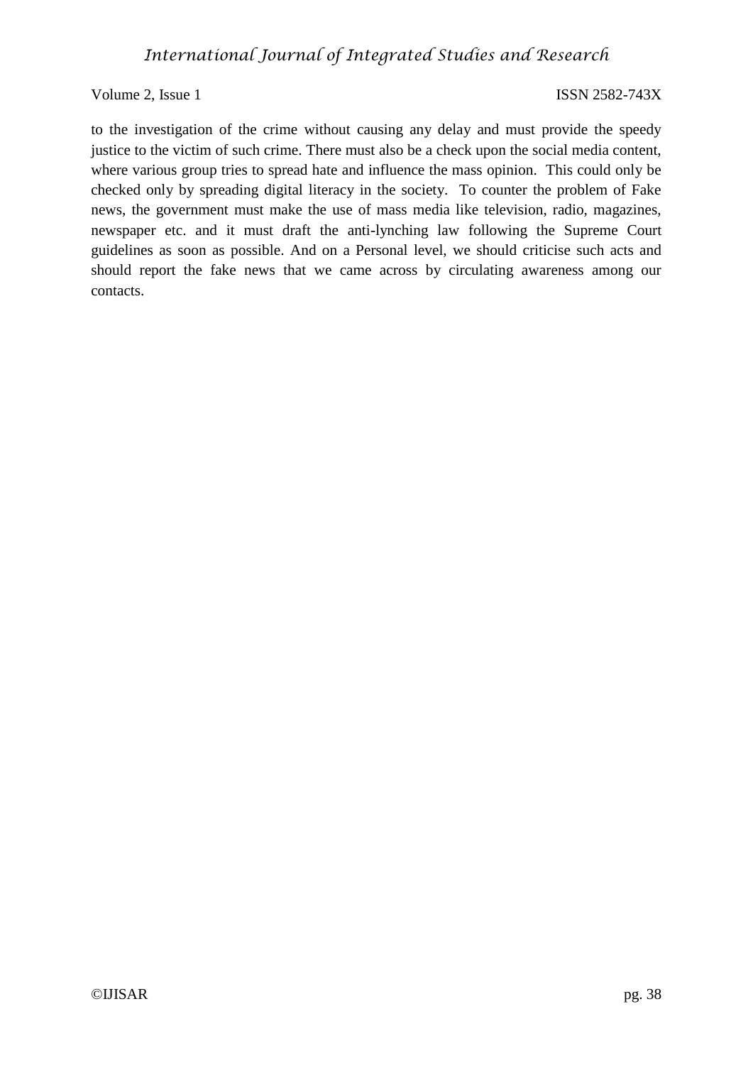to the investigation of the crime without causing any delay and must provide the speedy justice to the victim of such crime. There must also be a check upon the social media content, where various group tries to spread hate and influence the mass opinion. This could only be checked only by spreading digital literacy in the society. To counter the problem of Fake news, the government must make the use of mass media like television, radio, magazines, newspaper etc. and it must draft the anti-lynching law following the Supreme Court guidelines as soon as possible. And on a Personal level, we should criticise such acts and should report the fake news that we came across by circulating awareness among our contacts.